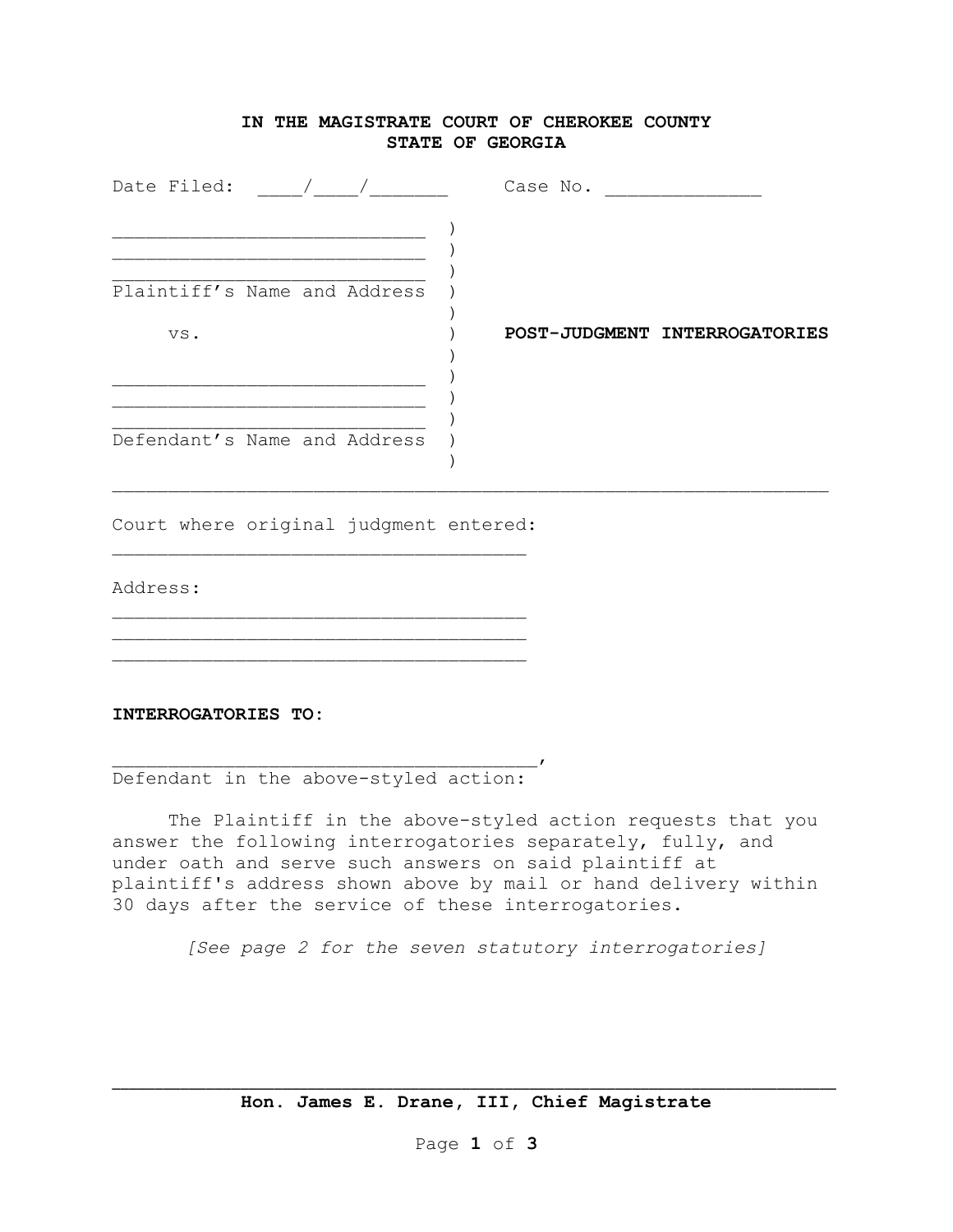**IN THE MAGISTRATE COURT OF CHEROKEE COUNTY**
**STATE OF GEORGIA**

Date Filed: ____/____/_______ Case No. ______________

____________________________ )
____________________________ )
____________________________ )
Plaintiff's Name and Address )
)
vs. ) **POST-JUDGMENT INTERROGATORIES**
)
____________________________ )
____________________________ )
____________________________ )
Defendant's Name and Address )
)

Court where original judgment entered:
_____________________________________

Address:
_____________________________________
_____________________________________
_____________________________________

**INTERROGATORIES TO:**

_______________________________________,
Defendant in the above-styled action:

The Plaintiff in the above-styled action requests that you answer the following interrogatories separately, fully, and under oath and serve such answers on said plaintiff at plaintiff's address shown above by mail or hand delivery within 30 days after the service of these interrogatories.

*[See page 2 for the seven statutory interrogatories]*

_________________________________________________________________
**Hon. James E. Drane, III, Chief Magistrate**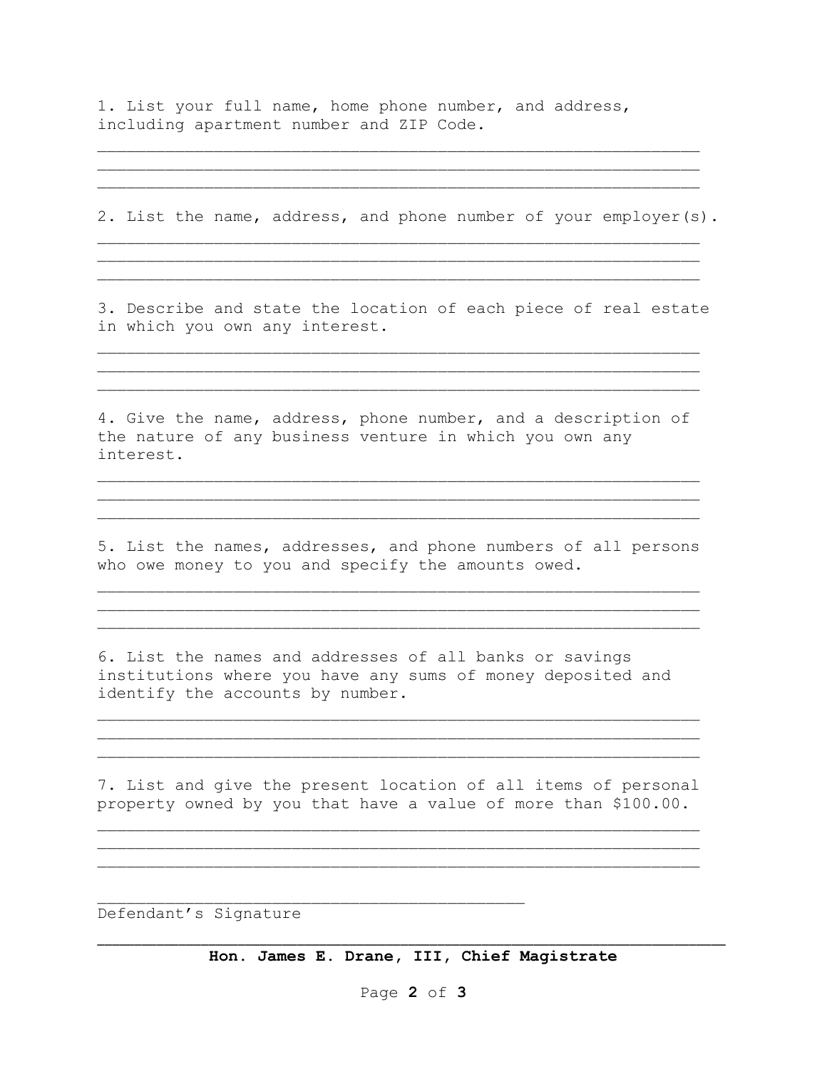1. List your full name, home phone number, and address, including apartment number and ZIP Code.

_____________________________________________________________
_____________________________________________________________
_____________________________________________________________

2. List the name, address, and phone number of your employer(s).

_____________________________________________________________
_____________________________________________________________
_____________________________________________________________

3. Describe and state the location of each piece of real estate in which you own any interest.

_____________________________________________________________
_____________________________________________________________
_____________________________________________________________

4. Give the name, address, phone number, and a description of the nature of any business venture in which you own any interest.

_____________________________________________________________
_____________________________________________________________
_____________________________________________________________

5. List the names, addresses, and phone numbers of all persons who owe money to you and specify the amounts owed.

_____________________________________________________________
_____________________________________________________________
_____________________________________________________________

6. List the names and addresses of all banks or savings institutions where you have any sums of money deposited and identify the accounts by number.

_____________________________________________________________
_____________________________________________________________
_____________________________________________________________

7. List and give the present location of all items of personal property owned by you that have a value of more than $100.00.

_____________________________________________________________
_____________________________________________________________
_____________________________________________________________

____________________________________________
Defendant's Signature

**Hon. James E. Drane, III, Chief Magistrate**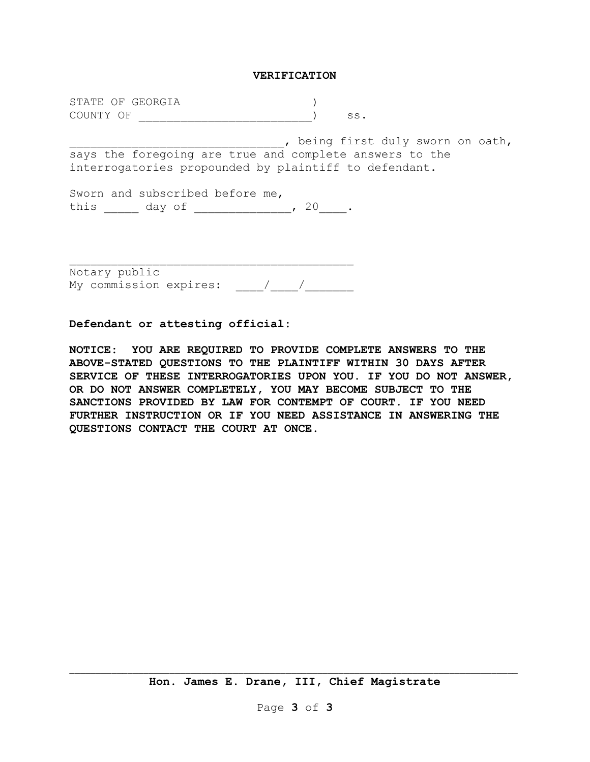**VERIFICATION**

STATE OF GEORGIA )
COUNTY OF __________________________) ss.

________________________________, being first duly sworn on oath, says the foregoing are true and complete answers to the interrogatories propounded by plaintiff to defendant.

Sworn and subscribed before me,
this _____ day of ______________, 20____.

__________________________________________
Notary public
My commission expires: ____/____/_______

**Defendant or attesting official:**

**NOTICE: YOU ARE REQUIRED TO PROVIDE COMPLETE ANSWERS TO THE ABOVE-STATED QUESTIONS TO THE PLAINTIFF WITHIN 30 DAYS AFTER SERVICE OF THESE INTERROGATORIES UPON YOU. IF YOU DO NOT ANSWER, OR DO NOT ANSWER COMPLETELY, YOU MAY BECOME SUBJECT TO THE SANCTIONS PROVIDED BY LAW FOR CONTEMPT OF COURT. IF YOU NEED FURTHER INSTRUCTION OR IF YOU NEED ASSISTANCE IN ANSWERING THE QUESTIONS CONTACT THE COURT AT ONCE.**

**Hon. James E. Drane, III, Chief Magistrate**